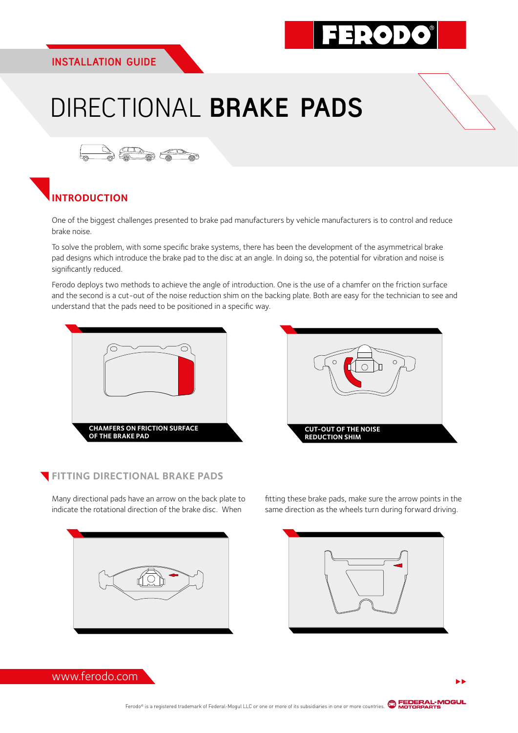FERODO

INSTALLATION GUIDE

# DIRECTIONAL **BRAKE PADS**

## INTRODUCTION

One of the biggest challenges presented to brake pad manufacturers by vehicle manufacturers is to control and reduce brake noise.

To solve the problem, with some specific brake systems, there has been the development of the asymmetrical brake pad designs which introduce the brake pad to the disc at an angle. In doing so, the potential for vibration and noise is significantly reduced.

Ferodo deploys two methods to achieve the angle of introduction. One is the use of a chamfer on the friction surface and the second is a cut-out of the noise reduction shim on the backing plate. Both are easy for the technician to see and understand that the pads need to be positioned in a specific way.

**CHAMFERS ON FRICTION SURFACE OF THE BRAKE PAD**

**CUT-OUT OF THE NOISE REDUCTION SHIM**

## FITTING DIRECTIONAL BRAKE PADS

Many directional pads have an arrow on the back plate to indicate the rotational direction of the brake disc. When fitting these brake pads, make sure the arrow points in the same direction as the wheels turn during forward driving.

www.ferodo.com

Ferodo® is a registered trademark of Federal-Mogul LLC or one or more of its subsidiaries in one or more countries.

FEDERAL-MOGUL MOTORPARTS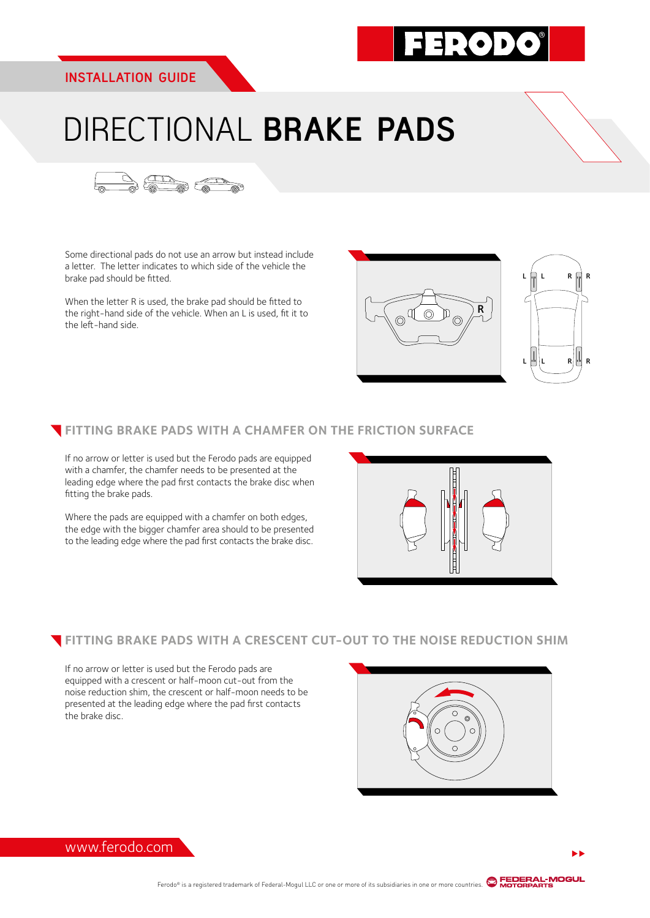INSTALLATION GUIDE

# DIRECTIONAL **BRAKE PADS**

Some directional pads do not use an arrow but instead include a letter. The letter indicates to which side of the vehicle the brake pad should be fitted.

When the letter R is used, the brake pad should be fitted to the right-hand side of the vehicle. When an L is used, fit it to the left-hand side.

## FITTING BRAKE PADS WITH A CHAMFER ON THE FRICTION SURFACE

If no arrow or letter is used but the Ferodo pads are equipped with a chamfer, the chamfer needs to be presented at the leading edge where the pad first contacts the brake disc when fitting the brake pads.

Where the pads are equipped with a chamfer on both edges, the edge with the bigger chamfer area should to be presented to the leading edge where the pad first contacts the brake disc.

## FITTING BRAKE PADS WITH A CRESCENT CUT-OUT TO THE NOISE REDUCTION SHIM

If no arrow or letter is used but the Ferodo pads are equipped with a crescent or half-moon cut-out from the noise reduction shim, the crescent or half-moon needs to be presented at the leading edge where the pad first contacts the brake disc.

www.ferodo.com

Ferodo® is a registered trademark of Federal-Mogul LLC or one or more of its subsidiaries in one or more countries.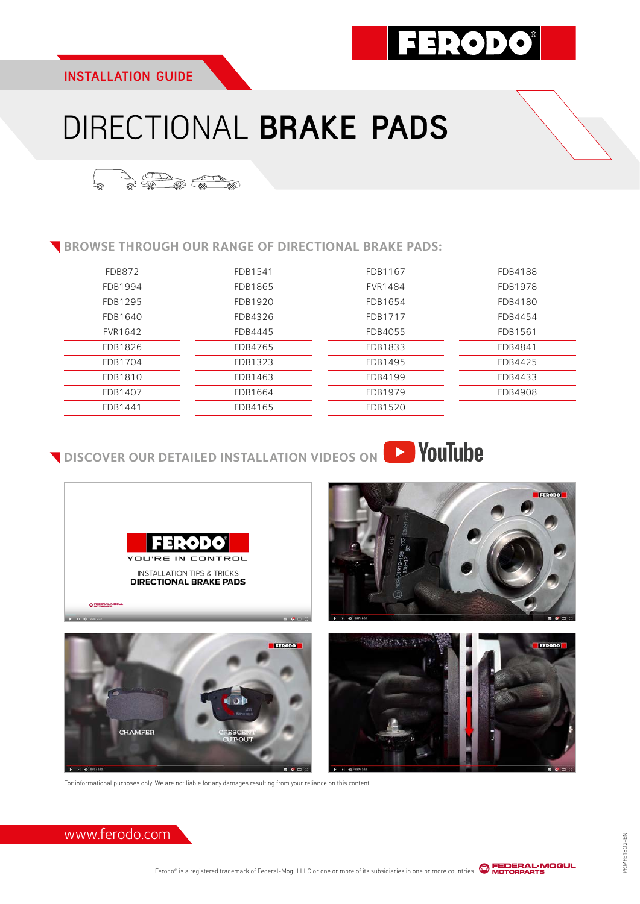INSTALLATION GUIDE

# DIRECTIONAL **BRAKE PADS**

## BROWSE THROUGH OUR RANGE OF DIRECTIONAL BRAKE PADS:

| | | | |
|---|---|---|---|
| FDB872 | FDB1541 | FDB1167 | FDB4188 |
| FDB1994 | FDB1865 | FVR1484 | FDB1978 |
| FDB1295 | FDB1920 | FDB1654 | FDB4180 |
| FDB1640 | FDB4326 | FDB1717 | FDB4454 |
| FVR1642 | FDB4445 | FDB4055 | FDB1561 |
| FDB1826 | FDB4765 | FDB1833 | FDB4841 |
| FDB1704 | FDB1323 | FDB1495 | FDB4425 |
| FDB1810 | FDB1463 | FDB4199 | FDB4433 |
| FDB1407 | FDB1664 | FDB1979 | FDB4908 |
| FDB1441 | FDB4165 | FDB1520 | |

## DISCOVER OUR DETAILED INSTALLATION VIDEOS ON YouTube

FERODO
YOU'RE IN CONTROL
INSTALLATION TIPS & TRICKS
**DIRECTIONAL BRAKE PADS**

CHAMFER

CRESCENT CUT-OUT

For informational purposes only. We are not liable for any damages resulting from your reliance on this content.

www.ferodo.com

Ferodo® is a registered trademark of Federal-Mogul LLC or one or more of its subsidiaries in one or more countries.

FEDERAL-MOGUL MOTORPARTS

PRMFE1802-EN